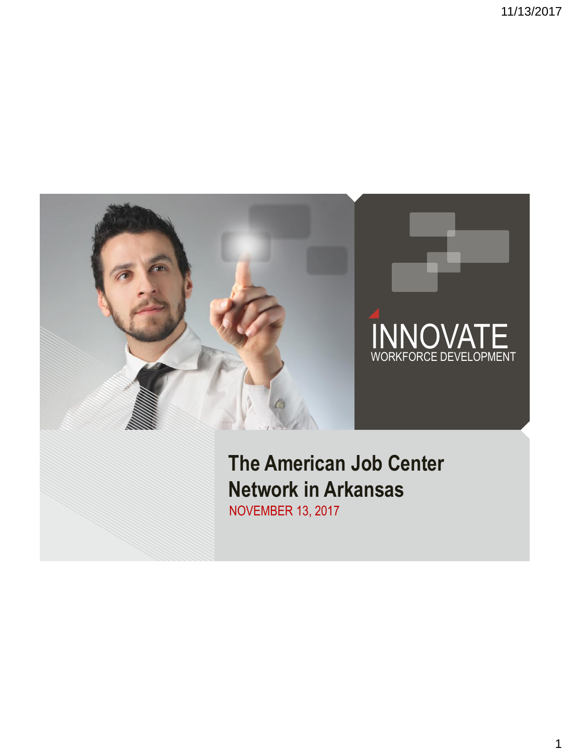INNOVATE

WORKFORCE DEVELOPMENT

# The American Job Center Network in Arkansas

NOVEMBER 13, 2017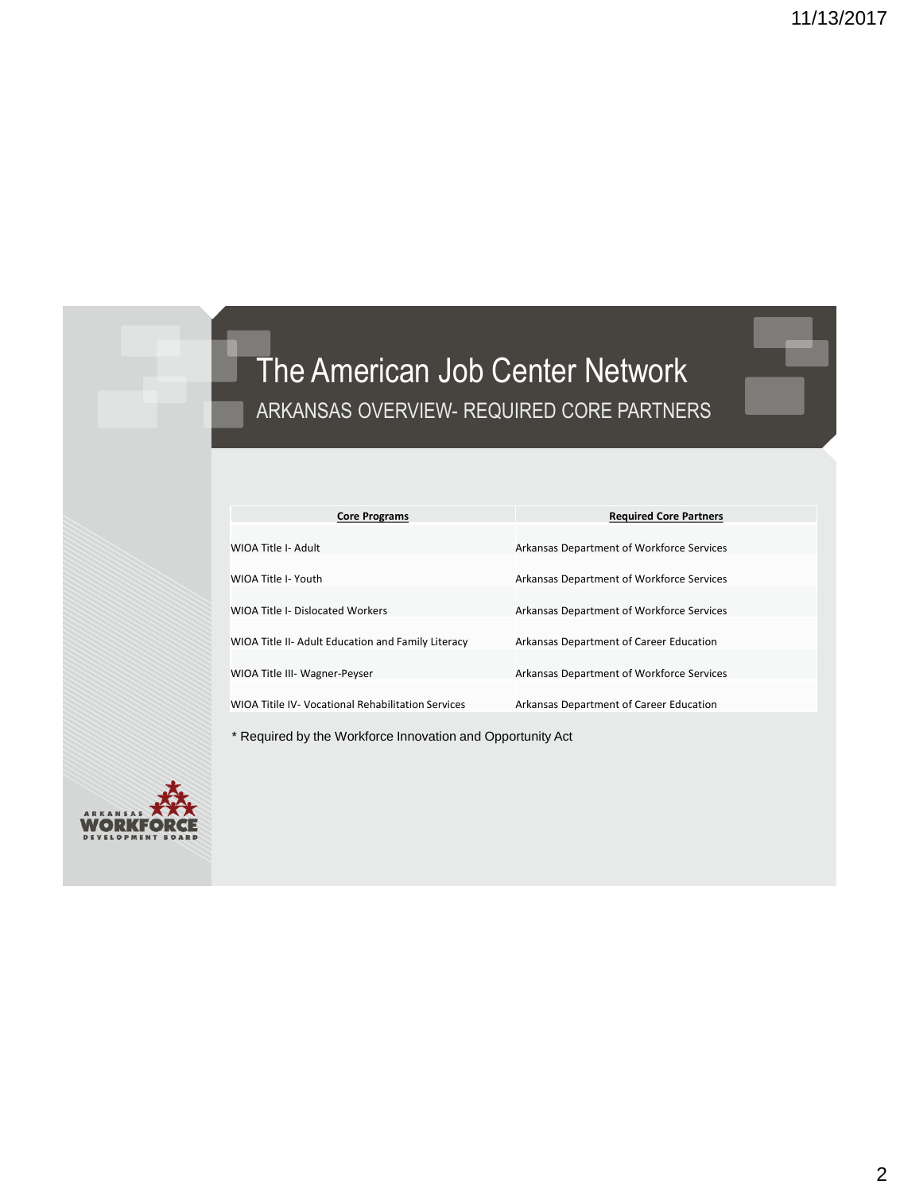# The American Job Center Network

## ARKANSAS OVERVIEW- REQUIRED CORE PARTNERS

| Core Programs | Required Core Partners |
| --- | --- |
| WIOA Title I- Adult | Arkansas Department of Workforce Services |
| WIOA Title I- Youth | Arkansas Department of Workforce Services |
| WIOA Title I- Dislocated Workers | Arkansas Department of Workforce Services |
| WIOA Title II- Adult Education and Family Literacy | Arkansas Department of Career Education |
| WIOA Title III- Wagner-Peyser | Arkansas Department of Workforce Services |
| WIOA Titile IV- Vocational Rehabilitation Services | Arkansas Department of Career Education |

* Required by the Workforce Innovation and Opportunity Act

ARKANSAS WORKFORCE DEVELOPMENT BOARD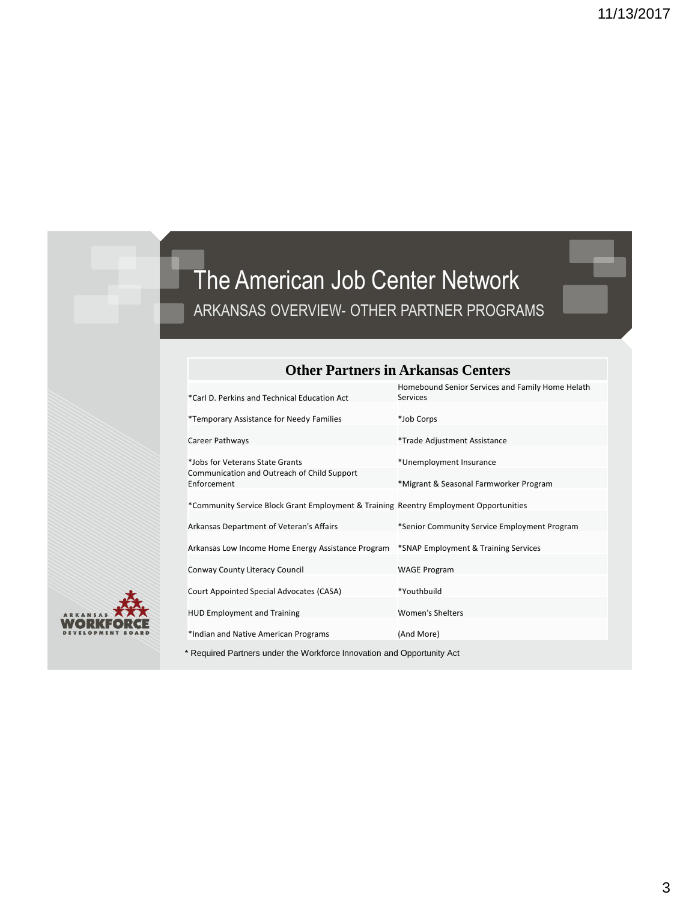# The American Job Center Network

## ARKANSAS OVERVIEW- OTHER PARTNER PROGRAMS

| Other Partners in Arkansas Centers | |
|---|---|
| *Carl D. Perkins and Technical Education Act | Homebound Senior Services and Family Home Helath Services |
| *Temporary Assistance for Needy Families | *Job Corps |
| Career Pathways | *Trade Adjustment Assistance |
| *Jobs for Veterans State Grants | *Unemployment Insurance |
| Communication and Outreach of Child Support Enforcement | *Migrant & Seasonal Farmworker Program |
| *Community Service Block Grant Employment & Training | Reentry Employment Opportunities |
| Arkansas Department of Veteran's Affairs | *Senior Community Service Employment Program |
| Arkansas Low Income Home Energy Assistance Program | *SNAP Employment & Training Services |
| Conway County Literacy Council | WAGE Program |
| Court Appointed Special Advocates (CASA) | *Youthbuild |
| HUD Employment and Training | Women's Shelters |
| *Indian and Native American Programs | (And More) |

* Required Partners under the Workforce Innovation and Opportunity Act

ARKANSAS WORKFORCE DEVELOPMENT BOARD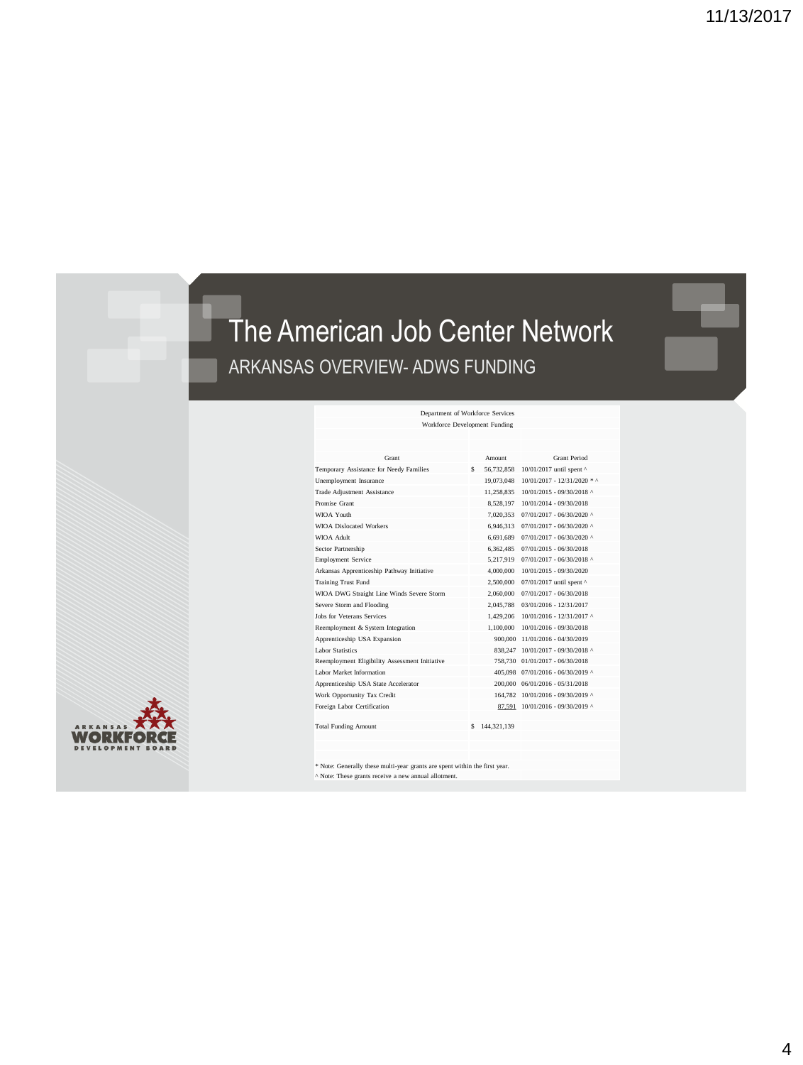# The American Job Center Network

## ARKANSAS OVERVIEW- ADWS FUNDING

Department of Workforce Services
Workforce Development Funding

| Grant | Amount | Grant Period |
|---|---|---|
| Temporary Assistance for Needy Families | $ 56,732,858 | 10/01/2017 until spent ^ |
| Unemployment Insurance | 19,073,048 | 10/01/2017 - 12/31/2020 * ^ |
| Trade Adjustment Assistance | 11,258,835 | 10/01/2015 - 09/30/2018 ^ |
| Promise Grant | 8,528,197 | 10/01/2014 - 09/30/2018 |
| WIOA Youth | 7,020,353 | 07/01/2017 - 06/30/2020 ^ |
| WIOA Dislocated Workers | 6,946,313 | 07/01/2017 - 06/30/2020 ^ |
| WIOA Adult | 6,691,689 | 07/01/2017 - 06/30/2020 ^ |
| Sector Partnership | 6,362,485 | 07/01/2015 - 06/30/2018 |
| Employment Service | 5,217,919 | 07/01/2017 - 06/30/2018 ^ |
| Arkansas Apprenticeship Pathway Initiative | 4,000,000 | 10/01/2015 - 09/30/2020 |
| Training Trust Fund | 2,500,000 | 07/01/2017 until spent ^ |
| WIOA DWG Straight Line Winds Severe Storm | 2,060,000 | 07/01/2017 - 06/30/2018 |
| Severe Storm and Flooding | 2,045,788 | 03/01/2016 - 12/31/2017 |
| Jobs for Veterans Services | 1,429,206 | 10/01/2016 - 12/31/2017 ^ |
| Reemployment & System Integration | 1,100,000 | 10/01/2016 - 09/30/2018 |
| Apprenticeship USA Expansion | 900,000 | 11/01/2016 - 04/30/2019 |
| Labor Statistics | 838,247 | 10/01/2017 - 09/30/2018 ^ |
| Reemployment Eligibility Assessment Initiative | 758,730 | 01/01/2017 - 06/30/2018 |
| Labor Market Information | 405,098 | 07/01/2016 - 06/30/2019 ^ |
| Apprenticeship USA State Accelerator | 200,000 | 06/01/2016 - 05/31/2018 |
| Work Opportunity Tax Credit | 164,782 | 10/01/2016 - 09/30/2019 ^ |
| Foreign Labor Certification | 87,591 | 10/01/2016 - 09/30/2019 ^ |
| Total Funding Amount | $ 144,321,139 | |

* Note: Generally these multi-year grants are spent within the first year.
^ Note: These grants receive a new annual allotment.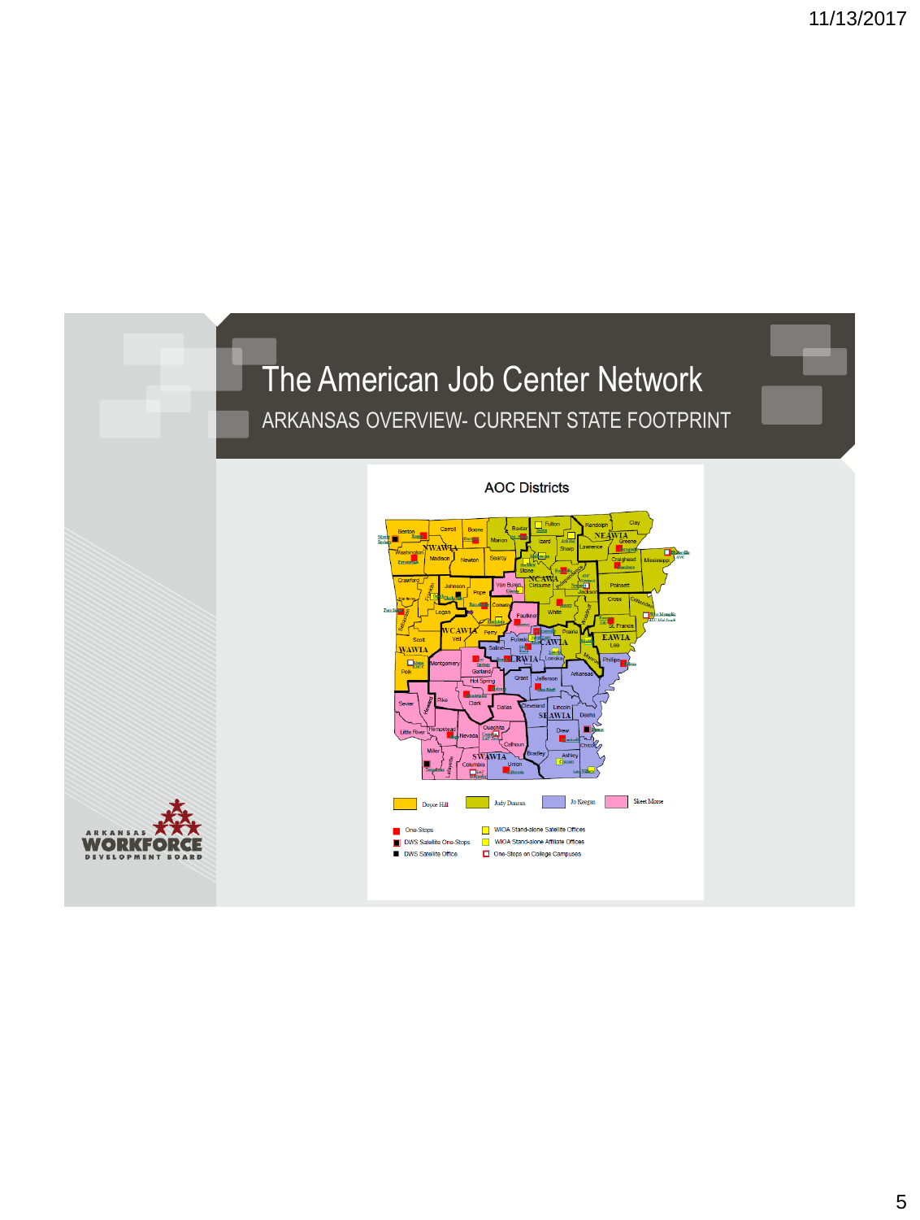# The American Job Center Network

## ARKANSAS OVERVIEW- CURRENT STATE FOOTPRINT

AOC Districts

Doyce Hill | Judy Duncan | Jo Keegan | Skeet Morse

- One-Stops
- DWS Satellite One-Stops
- DWS Satellite Office
- WIOA Stand-alone Satellite Offices
- WIOA Stand-alone Affiliate Offices
- One-Stops on College Campuses

ARKANSAS WORKFORCE DEVELOPMENT BOARD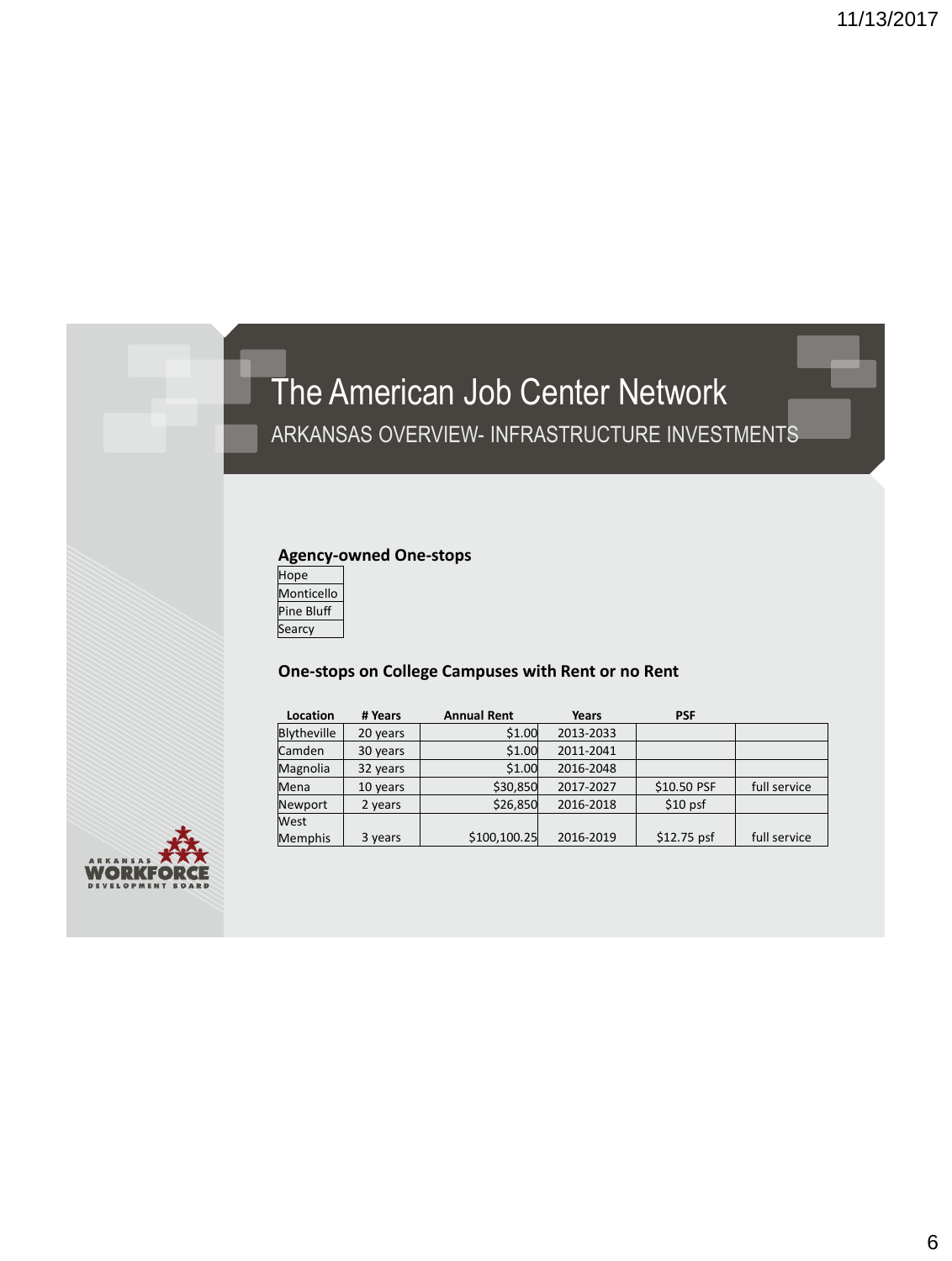# The American Job Center Network

## ARKANSAS OVERVIEW- INFRASTRUCTURE INVESTMENTS

**Agency-owned One-stops**

| |
|---|
| Hope |
| Monticello |
| Pine Bluff |
| Searcy |

**One-stops on College Campuses with Rent or no Rent**

| Location | # Years | Annual Rent | Years | PSF | |
|---|---|---|---|---|---|
| Blytheville | 20 years | $1.00 | 2013-2033 | | |
| Camden | 30 years | $1.00 | 2011-2041 | | |
| Magnolia | 32 years | $1.00 | 2016-2048 | | |
| Mena | 10 years | $30,850 | 2017-2027 | $10.50 PSF | full service |
| Newport | 2 years | $26,850 | 2016-2018 | $10 psf | |
| West Memphis | 3 years | $100,100.25 | 2016-2019 | $12.75 psf | full service |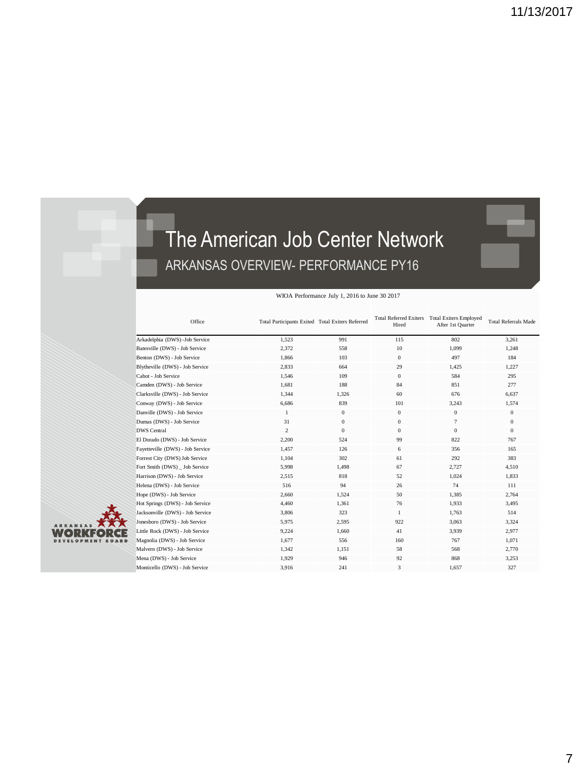# The American Job Center Network

## ARKANSAS OVERVIEW- PERFORMANCE PY16

WIOA Performance July 1, 2016 to June 30 2017

| Office | Total Participants Exited | Total Exiters Referred | Total Referred Exiters Hired | Total Exiters Employed After 1st Quarter | Total Referrals Made |
|---|---|---|---|---|---|
| Arkadelphia (DWS) -Job Service | 1,523 | 991 | 115 | 802 | 3,261 |
| Batesville (DWS) - Job Service | 2,372 | 558 | 10 | 1,099 | 1,248 |
| Benton (DWS) - Job Service | 1,866 | 103 | 0 | 497 | 184 |
| Blytheville (DWS) - Job Service | 2,833 | 664 | 29 | 1,425 | 1,227 |
| Cabot - Job Service | 1,546 | 109 | 0 | 584 | 295 |
| Camden (DWS) - Job Service | 1,681 | 188 | 84 | 851 | 277 |
| Clarksville (DWS) - Job Service | 1,344 | 1,326 | 60 | 676 | 6,637 |
| Conway (DWS) - Job Service | 6,686 | 839 | 101 | 3,243 | 1,574 |
| Danville (DWS) - Job Service | 1 | 0 | 0 | 0 | 0 |
| Dumas (DWS) - Job Service | 31 | 0 | 0 | 7 | 0 |
| DWS Central | 2 | 0 | 0 | 0 | 0 |
| El Dorado (DWS) - Job Service | 2,200 | 524 | 99 | 822 | 767 |
| Fayetteville (DWS) - Job Service | 1,457 | 126 | 6 | 356 | 165 |
| Forrest City (DWS) Job Service | 1,104 | 302 | 61 | 292 | 383 |
| Fort Smith (DWS) _ Job Service | 5,998 | 1,498 | 67 | 2,727 | 4,510 |
| Harrison (DWS) - Job Service | 2,515 | 818 | 52 | 1,024 | 1,833 |
| Helena (DWS) - Job Service | 516 | 94 | 26 | 74 | 111 |
| Hope (DWS) - Job Service | 2,660 | 1,524 | 50 | 1,385 | 2,764 |
| Hot Springs (DWS) - Job Service | 4,460 | 1,361 | 76 | 1,933 | 3,495 |
| Jacksonville (DWS) - Job Service | 3,806 | 323 | 1 | 1,763 | 514 |
| Jonesboro (DWS) - Job Service | 5,975 | 2,595 | 922 | 3,063 | 3,324 |
| Little Rock (DWS) - Job Service | 9,224 | 1,660 | 41 | 3,939 | 2,977 |
| Magnolia (DWS) - Job Service | 1,677 | 556 | 160 | 767 | 1,071 |
| Malvern (DWS) - Job Service | 1,342 | 1,151 | 58 | 568 | 2,770 |
| Mena (DWS) - Job Service | 1,929 | 946 | 92 | 868 | 3,253 |
| Monticello (DWS) - Job Service | 3,916 | 241 | 3 | 1,657 | 327 |

ARKANSAS WORKFORCE DEVELOPMENT BOARD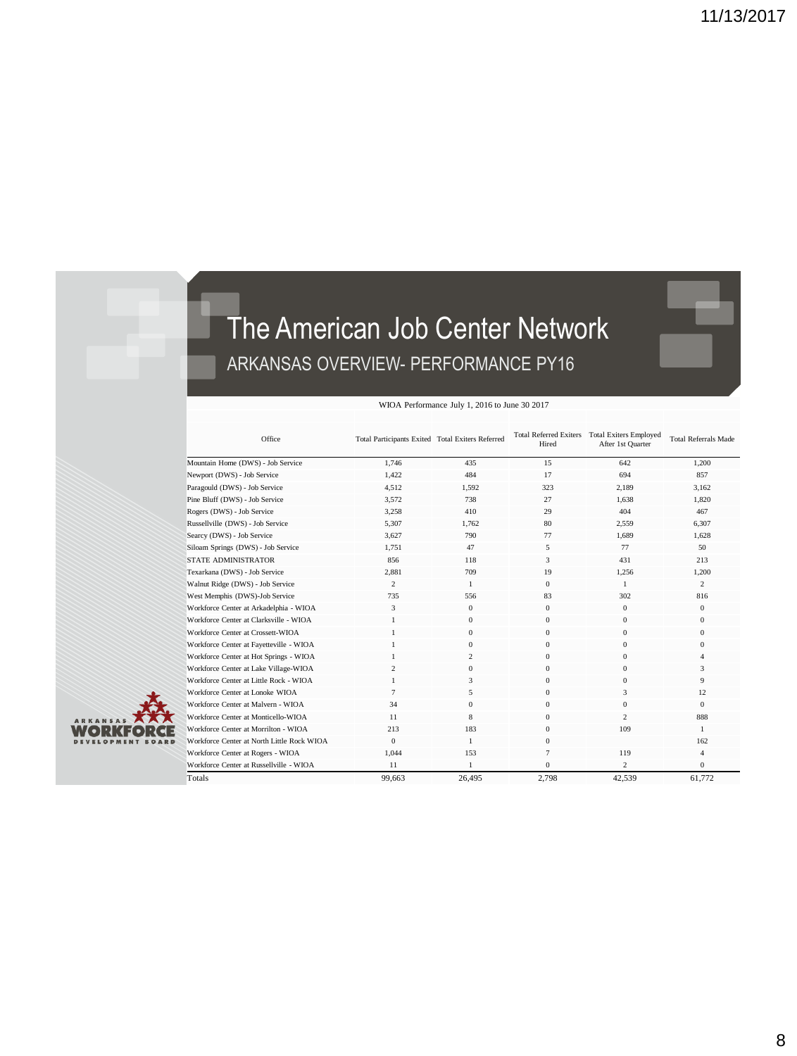# The American Job Center Network

## ARKANSAS OVERVIEW- PERFORMANCE PY16

WIOA Performance July 1, 2016 to June 30 2017

| Office | Total Participants Exited | Total Exiters Referred | Total Referred Exiters Hired | Total Exiters Employed After 1st Quarter | Total Referrals Made |
|---|---|---|---|---|---|
| Mountain Home (DWS) - Job Service | 1,746 | 435 | 15 | 642 | 1,200 |
| Newport (DWS) - Job Service | 1,422 | 484 | 17 | 694 | 857 |
| Paragould (DWS) - Job Service | 4,512 | 1,592 | 323 | 2,189 | 3,162 |
| Pine Bluff (DWS) - Job Service | 3,572 | 738 | 27 | 1,638 | 1,820 |
| Rogers (DWS) - Job Service | 3,258 | 410 | 29 | 404 | 467 |
| Russellville (DWS) - Job Service | 5,307 | 1,762 | 80 | 2,559 | 6,307 |
| Searcy (DWS) - Job Service | 3,627 | 790 | 77 | 1,689 | 1,628 |
| Siloam Springs (DWS) - Job Service | 1,751 | 47 | 5 | 77 | 50 |
| STATE ADMINISTRATOR | 856 | 118 | 3 | 431 | 213 |
| Texarkana (DWS) - Job Service | 2,881 | 709 | 19 | 1,256 | 1,200 |
| Walnut Ridge (DWS) - Job Service | 2 | 1 | 0 | 1 | 2 |
| West Memphis (DWS)-Job Service | 735 | 556 | 83 | 302 | 816 |
| Workforce Center at Arkadelphia - WIOA | 3 | 0 | 0 | 0 | 0 |
| Workforce Center at Clarksville - WIOA | 1 | 0 | 0 | 0 | 0 |
| Workforce Center at Crossett-WIOA | 1 | 0 | 0 | 0 | 0 |
| Workforce Center at Fayetteville - WIOA | 1 | 0 | 0 | 0 | 0 |
| Workforce Center at Hot Springs - WIOA | 1 | 2 | 0 | 0 | 4 |
| Workforce Center at Lake Village-WIOA | 2 | 0 | 0 | 0 | 3 |
| Workforce Center at Little Rock - WIOA | 1 | 3 | 0 | 0 | 9 |
| Workforce Center at Lonoke WIOA | 7 | 5 | 0 | 3 | 12 |
| Workforce Center at Malvern - WIOA | 34 | 0 | 0 | 0 | 0 |
| Workforce Center at Monticello-WIOA | 11 | 8 | 0 | 2 | 888 |
| Workforce Center at Morrilton - WIOA | 213 | 183 | 0 | 109 | 1 |
| Workforce Center at North Little Rock WIOA | 0 | 1 | 0 | | 162 |
| Workforce Center at Rogers - WIOA | 1,044 | 153 | 7 | 119 | 4 |
| Workforce Center at Russellville - WIOA | 11 | 1 | 0 | 2 | 0 |
| Totals | 99,663 | 26,495 | 2,798 | 42,539 | 61,772 |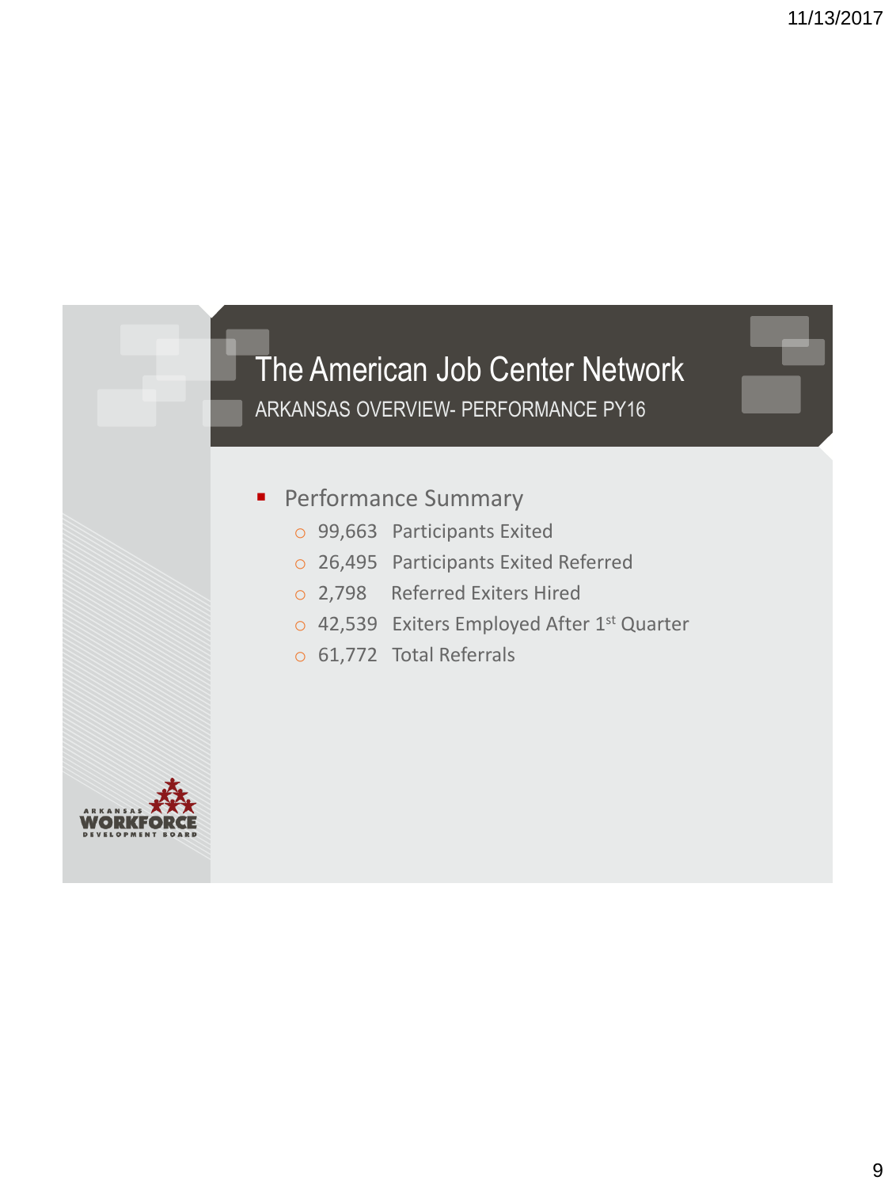# The American Job Center Network

## ARKANSAS OVERVIEW- PERFORMANCE PY16

- Performance Summary
  - 99,663 Participants Exited
  - 26,495 Participants Exited Referred
  - 2,798 Referred Exiters Hired
  - 42,539 Exiters Employed After 1st Quarter
  - 61,772 Total Referrals

ARKANSAS WORKFORCE DEVELOPMENT BOARD